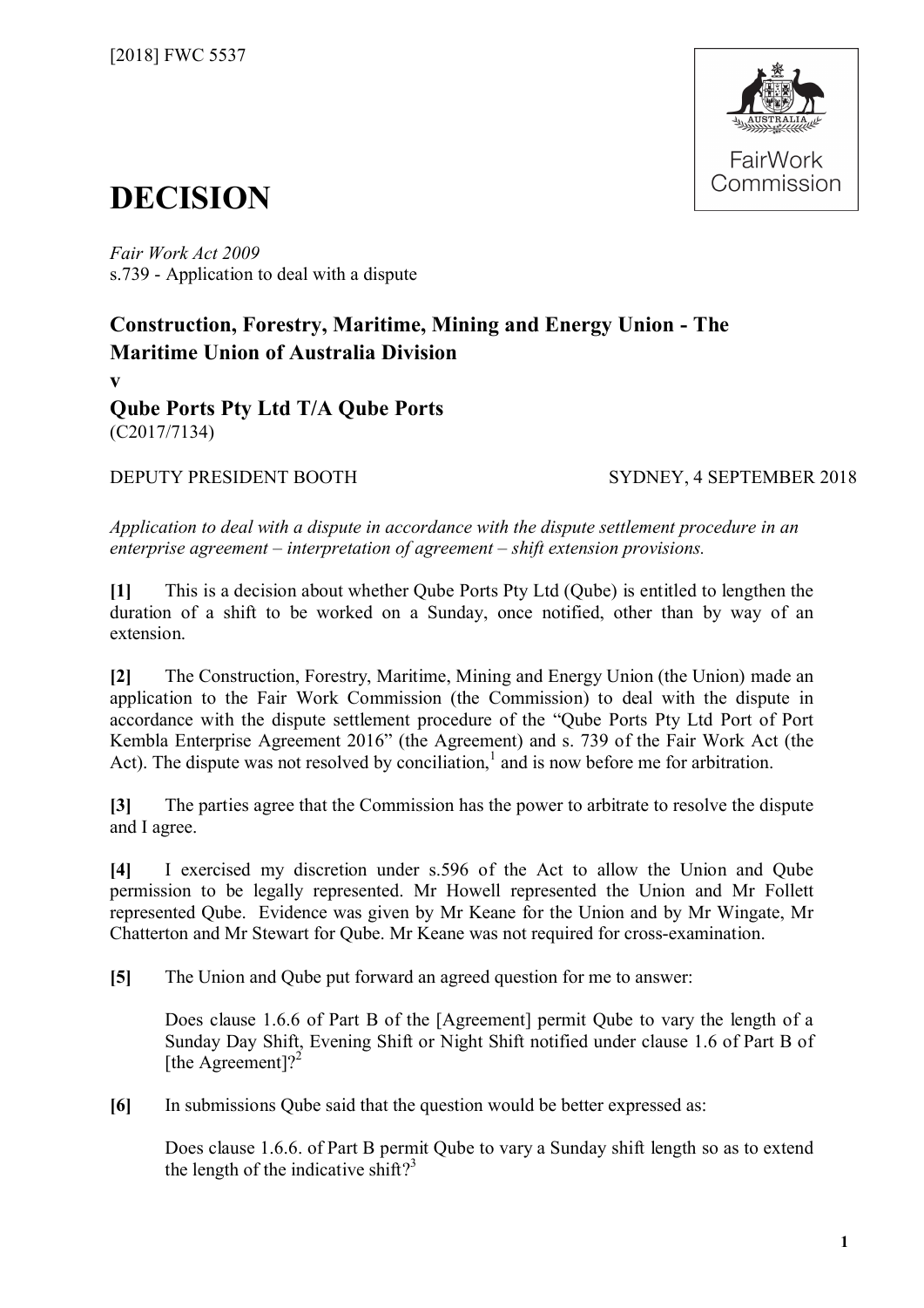[2018] FWC 5537

# DECISION

*Fair Work Act 2009*
s.739 - Application to deal with a dispute

## Construction, Forestry, Maritime, Mining and Energy Union - The Maritime Union of Australia Division

**v**

## Qube Ports Pty Ltd T/A Qube Ports

(C2017/7134)

DEPUTY PRESIDENT BOOTH — SYDNEY, 4 SEPTEMBER 2018

*Application to deal with a dispute in accordance with the dispute settlement procedure in an enterprise agreement – interpretation of agreement – shift extension provisions.*

**[1]** This is a decision about whether Qube Ports Pty Ltd (Qube) is entitled to lengthen the duration of a shift to be worked on a Sunday, once notified, other than by way of an extension.

**[2]** The Construction, Forestry, Maritime, Mining and Energy Union (the Union) made an application to the Fair Work Commission (the Commission) to deal with the dispute in accordance with the dispute settlement procedure of the "Qube Ports Pty Ltd Port of Port Kembla Enterprise Agreement 2016" (the Agreement) and s. 739 of the Fair Work Act (the Act). The dispute was not resolved by conciliation,[1] and is now before me for arbitration.

**[3]** The parties agree that the Commission has the power to arbitrate to resolve the dispute and I agree.

**[4]** I exercised my discretion under s.596 of the Act to allow the Union and Qube permission to be legally represented. Mr Howell represented the Union and Mr Follett represented Qube. Evidence was given by Mr Keane for the Union and by Mr Wingate, Mr Chatterton and Mr Stewart for Qube. Mr Keane was not required for cross-examination.

**[5]** The Union and Qube put forward an agreed question for me to answer:

> Does clause 1.6.6 of Part B of the [Agreement] permit Qube to vary the length of a Sunday Day Shift, Evening Shift or Night Shift notified under clause 1.6 of Part B of [the Agreement]?[2]

**[6]** In submissions Qube said that the question would be better expressed as:

> Does clause 1.6.6. of Part B permit Qube to vary a Sunday shift length so as to extend the length of the indicative shift?[3]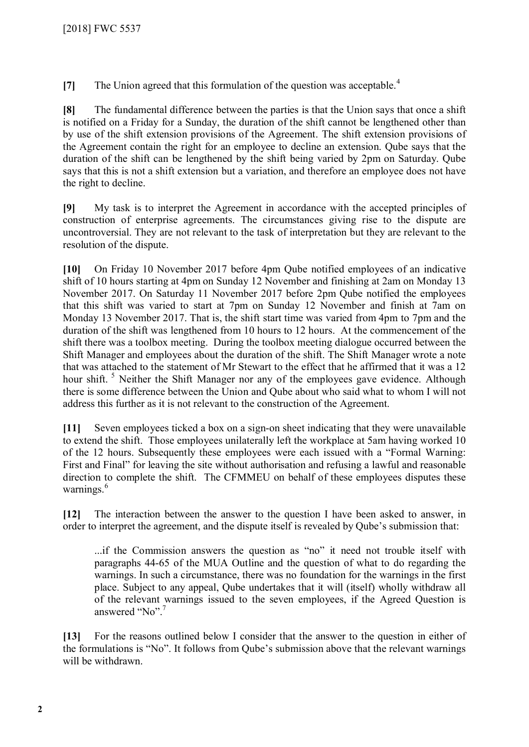**[7]** The Union agreed that this formulation of the question was acceptable.[4]

**[8]** The fundamental difference between the parties is that the Union says that once a shift is notified on a Friday for a Sunday, the duration of the shift cannot be lengthened other than by use of the shift extension provisions of the Agreement. The shift extension provisions of the Agreement contain the right for an employee to decline an extension. Qube says that the duration of the shift can be lengthened by the shift being varied by 2pm on Saturday. Qube says that this is not a shift extension but a variation, and therefore an employee does not have the right to decline.

**[9]** My task is to interpret the Agreement in accordance with the accepted principles of construction of enterprise agreements. The circumstances giving rise to the dispute are uncontroversial. They are not relevant to the task of interpretation but they are relevant to the resolution of the dispute.

**[10]** On Friday 10 November 2017 before 4pm Qube notified employees of an indicative shift of 10 hours starting at 4pm on Sunday 12 November and finishing at 2am on Monday 13 November 2017. On Saturday 11 November 2017 before 2pm Qube notified the employees that this shift was varied to start at 7pm on Sunday 12 November and finish at 7am on Monday 13 November 2017. That is, the shift start time was varied from 4pm to 7pm and the duration of the shift was lengthened from 10 hours to 12 hours. At the commencement of the shift there was a toolbox meeting. During the toolbox meeting dialogue occurred between the Shift Manager and employees about the duration of the shift. The Shift Manager wrote a note that was attached to the statement of Mr Stewart to the effect that he affirmed that it was a 12 hour shift.[5] Neither the Shift Manager nor any of the employees gave evidence. Although there is some difference between the Union and Qube about who said what to whom I will not address this further as it is not relevant to the construction of the Agreement.

**[11]** Seven employees ticked a box on a sign-on sheet indicating that they were unavailable to extend the shift. Those employees unilaterally left the workplace at 5am having worked 10 of the 12 hours. Subsequently these employees were each issued with a "Formal Warning: First and Final" for leaving the site without authorisation and refusing a lawful and reasonable direction to complete the shift. The CFMMEU on behalf of these employees disputes these warnings.[6]

**[12]** The interaction between the answer to the question I have been asked to answer, in order to interpret the agreement, and the dispute itself is revealed by Qube's submission that:

> ...if the Commission answers the question as "no" it need not trouble itself with paragraphs 44-65 of the MUA Outline and the question of what to do regarding the warnings. In such a circumstance, there was no foundation for the warnings in the first place. Subject to any appeal, Qube undertakes that it will (itself) wholly withdraw all of the relevant warnings issued to the seven employees, if the Agreed Question is answered "No".[7]

**[13]** For the reasons outlined below I consider that the answer to the question in either of the formulations is "No". It follows from Qube's submission above that the relevant warnings will be withdrawn.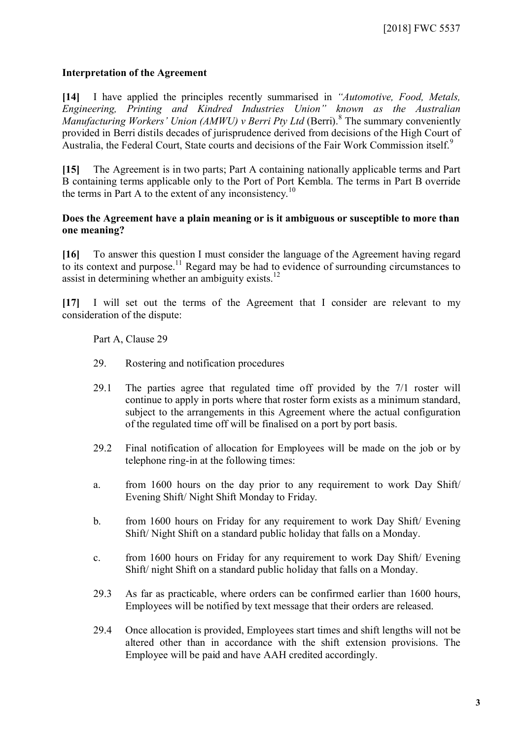## Interpretation of the Agreement

**[14]** I have applied the principles recently summarised in *"Automotive, Food, Metals, Engineering, Printing and Kindred Industries Union" known as the Australian Manufacturing Workers' Union (AMWU) v Berri Pty Ltd* (Berri).[8] The summary conveniently provided in Berri distils decades of jurisprudence derived from decisions of the High Court of Australia, the Federal Court, State courts and decisions of the Fair Work Commission itself.[9]

**[15]** The Agreement is in two parts; Part A containing nationally applicable terms and Part B containing terms applicable only to the Port of Port Kembla. The terms in Part B override the terms in Part A to the extent of any inconsistency.[10]

### Does the Agreement have a plain meaning or is it ambiguous or susceptible to more than one meaning?

**[16]** To answer this question I must consider the language of the Agreement having regard to its context and purpose.[11] Regard may be had to evidence of surrounding circumstances to assist in determining whether an ambiguity exists.[12]

**[17]** I will set out the terms of the Agreement that I consider are relevant to my consideration of the dispute:

Part A, Clause 29

29. Rostering and notification procedures

29.1 The parties agree that regulated time off provided by the 7/1 roster will continue to apply in ports where that roster form exists as a minimum standard, subject to the arrangements in this Agreement where the actual configuration of the regulated time off will be finalised on a port by port basis.

29.2 Final notification of allocation for Employees will be made on the job or by telephone ring-in at the following times:

a. from 1600 hours on the day prior to any requirement to work Day Shift/ Evening Shift/ Night Shift Monday to Friday.

b. from 1600 hours on Friday for any requirement to work Day Shift/ Evening Shift/ Night Shift on a standard public holiday that falls on a Monday.

c. from 1600 hours on Friday for any requirement to work Day Shift/ Evening Shift/ night Shift on a standard public holiday that falls on a Monday.

29.3 As far as practicable, where orders can be confirmed earlier than 1600 hours, Employees will be notified by text message that their orders are released.

29.4 Once allocation is provided, Employees start times and shift lengths will not be altered other than in accordance with the shift extension provisions. The Employee will be paid and have AAH credited accordingly.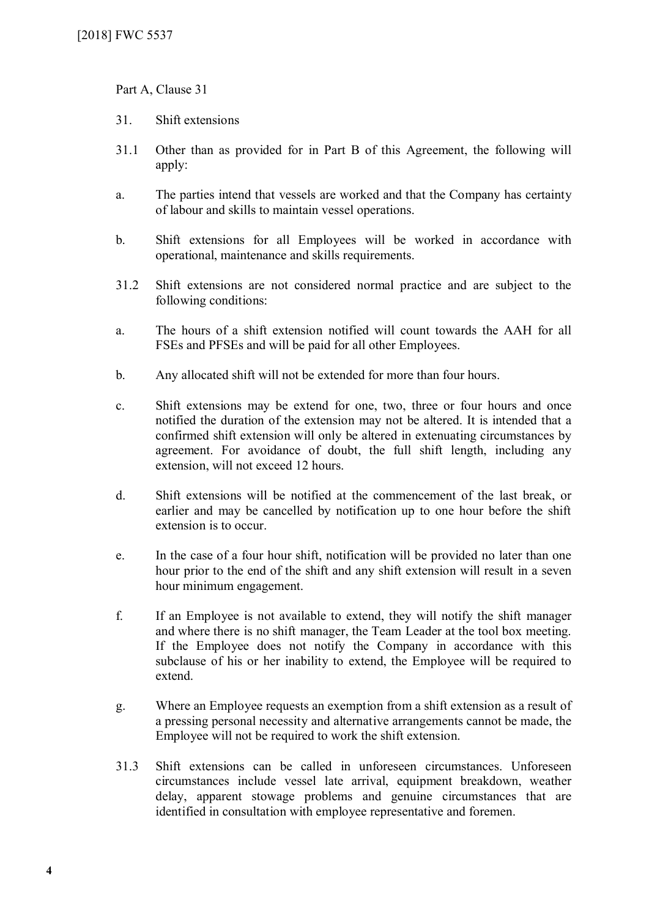Part A, Clause 31

31. Shift extensions

31.1 Other than as provided for in Part B of this Agreement, the following will apply:

a. The parties intend that vessels are worked and that the Company has certainty of labour and skills to maintain vessel operations.

b. Shift extensions for all Employees will be worked in accordance with operational, maintenance and skills requirements.

31.2 Shift extensions are not considered normal practice and are subject to the following conditions:

a. The hours of a shift extension notified will count towards the AAH for all FSEs and PFSEs and will be paid for all other Employees.

b. Any allocated shift will not be extended for more than four hours.

c. Shift extensions may be extend for one, two, three or four hours and once notified the duration of the extension may not be altered. It is intended that a confirmed shift extension will only be altered in extenuating circumstances by agreement. For avoidance of doubt, the full shift length, including any extension, will not exceed 12 hours.

d. Shift extensions will be notified at the commencement of the last break, or earlier and may be cancelled by notification up to one hour before the shift extension is to occur.

e. In the case of a four hour shift, notification will be provided no later than one hour prior to the end of the shift and any shift extension will result in a seven hour minimum engagement.

f. If an Employee is not available to extend, they will notify the shift manager and where there is no shift manager, the Team Leader at the tool box meeting. If the Employee does not notify the Company in accordance with this subclause of his or her inability to extend, the Employee will be required to extend.

g. Where an Employee requests an exemption from a shift extension as a result of a pressing personal necessity and alternative arrangements cannot be made, the Employee will not be required to work the shift extension.

31.3 Shift extensions can be called in unforeseen circumstances. Unforeseen circumstances include vessel late arrival, equipment breakdown, weather delay, apparent stowage problems and genuine circumstances that are identified in consultation with employee representative and foremen.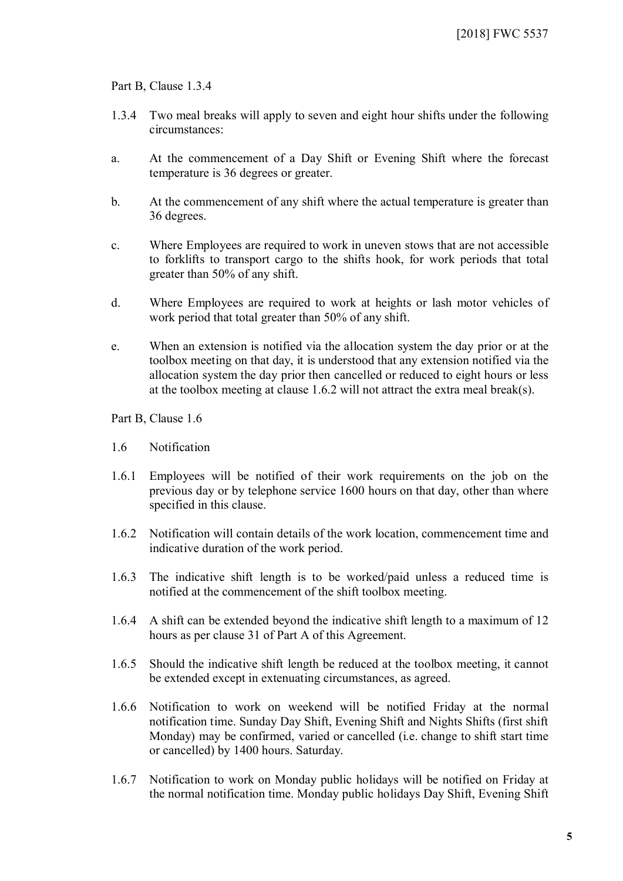Part B, Clause 1.3.4

1.3.4 Two meal breaks will apply to seven and eight hour shifts under the following circumstances:

a. At the commencement of a Day Shift or Evening Shift where the forecast temperature is 36 degrees or greater.

b. At the commencement of any shift where the actual temperature is greater than 36 degrees.

c. Where Employees are required to work in uneven stows that are not accessible to forklifts to transport cargo to the shifts hook, for work periods that total greater than 50% of any shift.

d. Where Employees are required to work at heights or lash motor vehicles of work period that total greater than 50% of any shift.

e. When an extension is notified via the allocation system the day prior or at the toolbox meeting on that day, it is understood that any extension notified via the allocation system the day prior then cancelled or reduced to eight hours or less at the toolbox meeting at clause 1.6.2 will not attract the extra meal break(s).

Part B, Clause 1.6

1.6 Notification

1.6.1 Employees will be notified of their work requirements on the job on the previous day or by telephone service 1600 hours on that day, other than where specified in this clause.

1.6.2 Notification will contain details of the work location, commencement time and indicative duration of the work period.

1.6.3 The indicative shift length is to be worked/paid unless a reduced time is notified at the commencement of the shift toolbox meeting.

1.6.4 A shift can be extended beyond the indicative shift length to a maximum of 12 hours as per clause 31 of Part A of this Agreement.

1.6.5 Should the indicative shift length be reduced at the toolbox meeting, it cannot be extended except in extenuating circumstances, as agreed.

1.6.6 Notification to work on weekend will be notified Friday at the normal notification time. Sunday Day Shift, Evening Shift and Nights Shifts (first shift Monday) may be confirmed, varied or cancelled (i.e. change to shift start time or cancelled) by 1400 hours. Saturday.

1.6.7 Notification to work on Monday public holidays will be notified on Friday at the normal notification time. Monday public holidays Day Shift, Evening Shift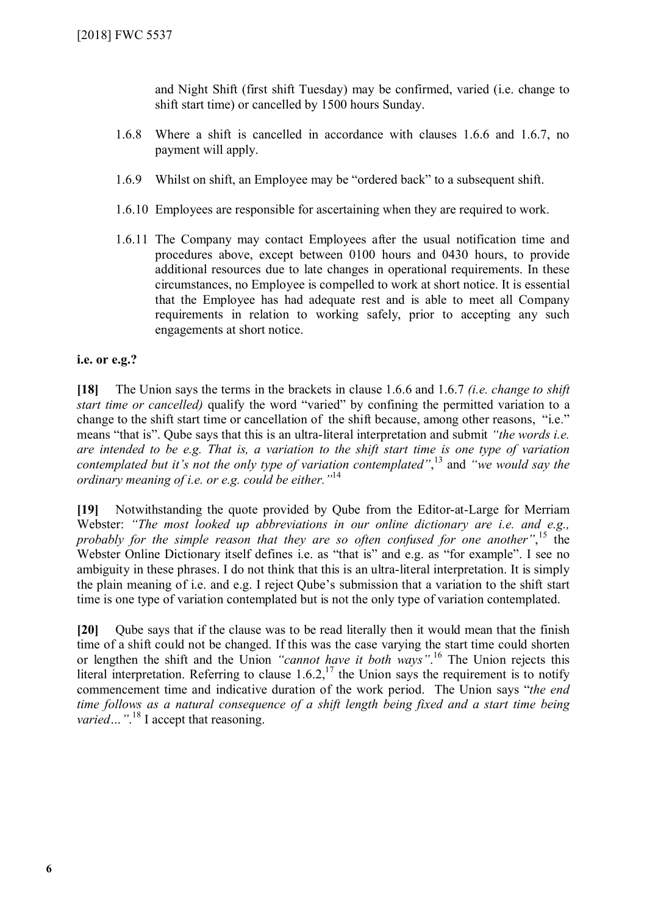and Night Shift (first shift Tuesday) may be confirmed, varied (i.e. change to shift start time) or cancelled by 1500 hours Sunday.

1.6.8 Where a shift is cancelled in accordance with clauses 1.6.6 and 1.6.7, no payment will apply.

1.6.9 Whilst on shift, an Employee may be "ordered back" to a subsequent shift.

1.6.10 Employees are responsible for ascertaining when they are required to work.

1.6.11 The Company may contact Employees after the usual notification time and procedures above, except between 0100 hours and 0430 hours, to provide additional resources due to late changes in operational requirements. In these circumstances, no Employee is compelled to work at short notice. It is essential that the Employee has had adequate rest and is able to meet all Company requirements in relation to working safely, prior to accepting any such engagements at short notice.

**i.e. or e.g.?**

**[18]** The Union says the terms in the brackets in clause 1.6.6 and 1.6.7 *(i.e. change to shift start time or cancelled)* qualify the word "varied" by confining the permitted variation to a change to the shift start time or cancellation of the shift because, among other reasons, "i.e." means "that is". Qube says that this is an ultra-literal interpretation and submit *"the words i.e. are intended to be e.g. That is, a variation to the shift start time is one type of variation contemplated but it's not the only type of variation contemplated"*,[13] and *"we would say the ordinary meaning of i.e. or e.g. could be either."*[14]

**[19]** Notwithstanding the quote provided by Qube from the Editor-at-Large for Merriam Webster: *"The most looked up abbreviations in our online dictionary are i.e. and e.g., probably for the simple reason that they are so often confused for one another"*,[15] the Webster Online Dictionary itself defines i.e. as "that is" and e.g. as "for example". I see no ambiguity in these phrases. I do not think that this is an ultra-literal interpretation. It is simply the plain meaning of i.e. and e.g. I reject Qube's submission that a variation to the shift start time is one type of variation contemplated but is not the only type of variation contemplated.

**[20]** Qube says that if the clause was to be read literally then it would mean that the finish time of a shift could not be changed. If this was the case varying the start time could shorten or lengthen the shift and the Union *"cannot have it both ways"*.[16] The Union rejects this literal interpretation. Referring to clause 1.6.2,[17] the Union says the requirement is to notify commencement time and indicative duration of the work period. The Union says "*the end time follows as a natural consequence of a shift length being fixed and a start time being varied…"*.[18] I accept that reasoning.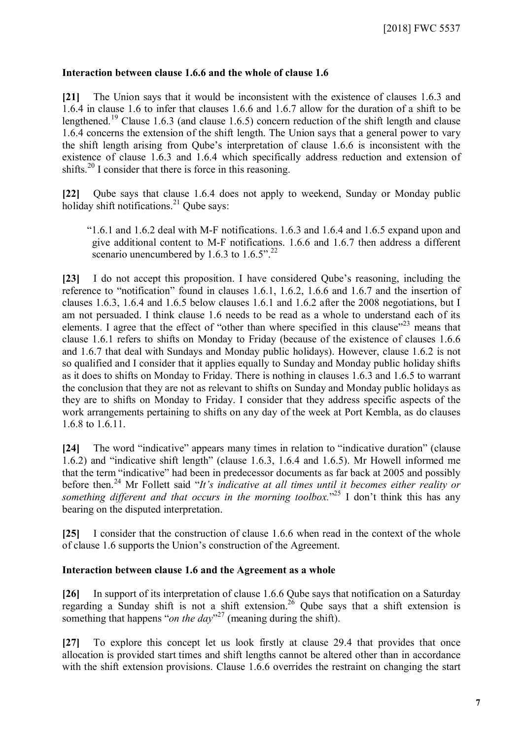**Interaction between clause 1.6.6 and the whole of clause 1.6**

**[21]** The Union says that it would be inconsistent with the existence of clauses 1.6.3 and 1.6.4 in clause 1.6 to infer that clauses 1.6.6 and 1.6.7 allow for the duration of a shift to be lengthened.[19] Clause 1.6.3 (and clause 1.6.5) concern reduction of the shift length and clause 1.6.4 concerns the extension of the shift length. The Union says that a general power to vary the shift length arising from Qube's interpretation of clause 1.6.6 is inconsistent with the existence of clause 1.6.3 and 1.6.4 which specifically address reduction and extension of shifts.[20] I consider that there is force in this reasoning.

**[22]** Qube says that clause 1.6.4 does not apply to weekend, Sunday or Monday public holiday shift notifications.[21] Qube says:

> "1.6.1 and 1.6.2 deal with M-F notifications. 1.6.3 and 1.6.4 and 1.6.5 expand upon and give additional content to M-F notifications. 1.6.6 and 1.6.7 then address a different scenario unencumbered by 1.6.3 to 1.6.5".[22]

**[23]** I do not accept this proposition. I have considered Qube's reasoning, including the reference to "notification" found in clauses 1.6.1, 1.6.2, 1.6.6 and 1.6.7 and the insertion of clauses 1.6.3, 1.6.4 and 1.6.5 below clauses 1.6.1 and 1.6.2 after the 2008 negotiations, but I am not persuaded. I think clause 1.6 needs to be read as a whole to understand each of its elements. I agree that the effect of "other than where specified in this clause"[23] means that clause 1.6.1 refers to shifts on Monday to Friday (because of the existence of clauses 1.6.6 and 1.6.7 that deal with Sundays and Monday public holidays). However, clause 1.6.2 is not so qualified and I consider that it applies equally to Sunday and Monday public holiday shifts as it does to shifts on Monday to Friday. There is nothing in clauses 1.6.3 and 1.6.5 to warrant the conclusion that they are not as relevant to shifts on Sunday and Monday public holidays as they are to shifts on Monday to Friday. I consider that they address specific aspects of the work arrangements pertaining to shifts on any day of the week at Port Kembla, as do clauses 1.6.8 to 1.6.11.

**[24]** The word "indicative" appears many times in relation to "indicative duration" (clause 1.6.2) and "indicative shift length" (clause 1.6.3, 1.6.4 and 1.6.5). Mr Howell informed me that the term "indicative" had been in predecessor documents as far back at 2005 and possibly before then.[24] Mr Follett said "*It's indicative at all times until it becomes either reality or something different and that occurs in the morning toolbox.*"[25] I don't think this has any bearing on the disputed interpretation.

**[25]** I consider that the construction of clause 1.6.6 when read in the context of the whole of clause 1.6 supports the Union's construction of the Agreement.

**Interaction between clause 1.6 and the Agreement as a whole**

**[26]** In support of its interpretation of clause 1.6.6 Qube says that notification on a Saturday regarding a Sunday shift is not a shift extension.[26] Qube says that a shift extension is something that happens "*on the day*"[27] (meaning during the shift).

**[27]** To explore this concept let us look firstly at clause 29.4 that provides that once allocation is provided start times and shift lengths cannot be altered other than in accordance with the shift extension provisions. Clause 1.6.6 overrides the restraint on changing the start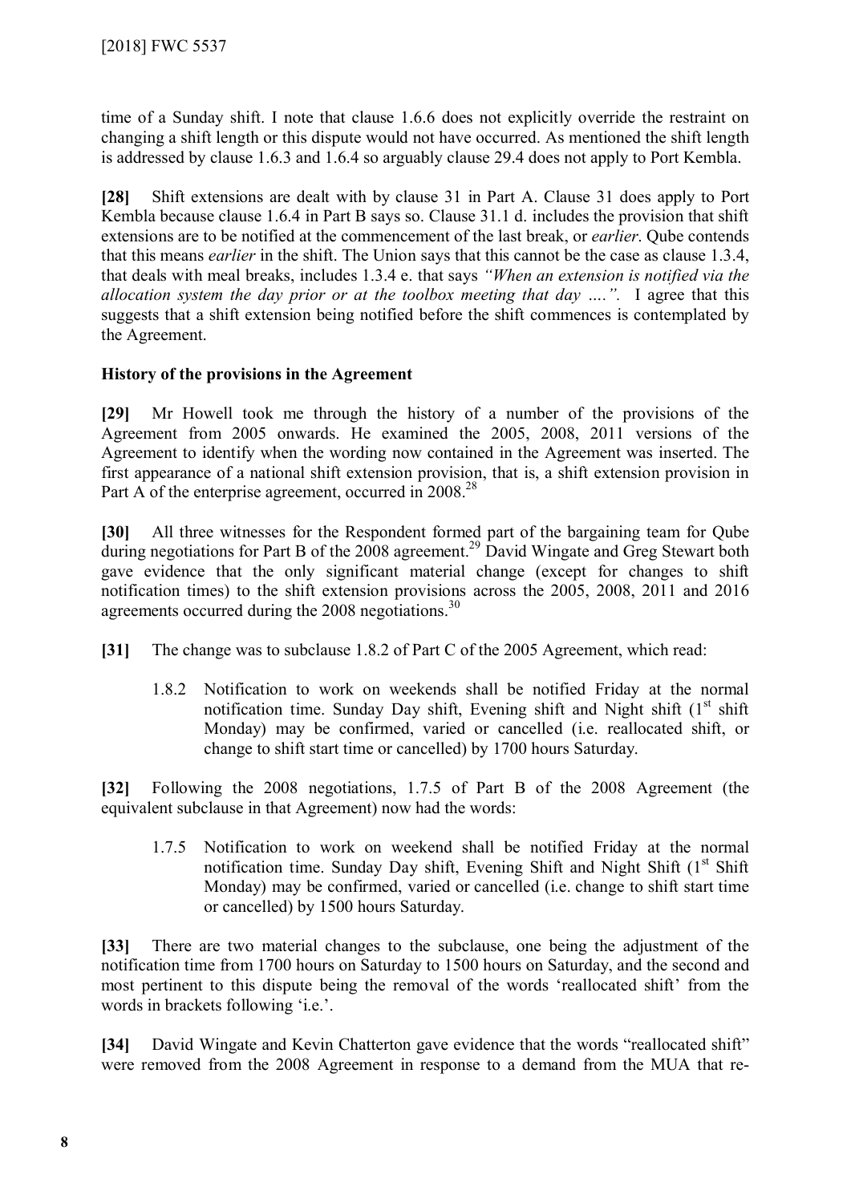time of a Sunday shift. I note that clause 1.6.6 does not explicitly override the restraint on changing a shift length or this dispute would not have occurred. As mentioned the shift length is addressed by clause 1.6.3 and 1.6.4 so arguably clause 29.4 does not apply to Port Kembla.

**[28]** Shift extensions are dealt with by clause 31 in Part A. Clause 31 does apply to Port Kembla because clause 1.6.4 in Part B says so. Clause 31.1 d. includes the provision that shift extensions are to be notified at the commencement of the last break, or *earlier*. Qube contends that this means *earlier* in the shift. The Union says that this cannot be the case as clause 1.3.4, that deals with meal breaks, includes 1.3.4 e. that says *"When an extension is notified via the allocation system the day prior or at the toolbox meeting that day ....".* I agree that this suggests that a shift extension being notified before the shift commences is contemplated by the Agreement.

### History of the provisions in the Agreement

**[29]** Mr Howell took me through the history of a number of the provisions of the Agreement from 2005 onwards. He examined the 2005, 2008, 2011 versions of the Agreement to identify when the wording now contained in the Agreement was inserted. The first appearance of a national shift extension provision, that is, a shift extension provision in Part A of the enterprise agreement, occurred in 2008.[28]

**[30]** All three witnesses for the Respondent formed part of the bargaining team for Qube during negotiations for Part B of the 2008 agreement.[29] David Wingate and Greg Stewart both gave evidence that the only significant material change (except for changes to shift notification times) to the shift extension provisions across the 2005, 2008, 2011 and 2016 agreements occurred during the 2008 negotiations.[30]

**[31]** The change was to subclause 1.8.2 of Part C of the 2005 Agreement, which read:

> 1.8.2 Notification to work on weekends shall be notified Friday at the normal notification time. Sunday Day shift, Evening shift and Night shift (1st shift Monday) may be confirmed, varied or cancelled (i.e. reallocated shift, or change to shift start time or cancelled) by 1700 hours Saturday.

**[32]** Following the 2008 negotiations, 1.7.5 of Part B of the 2008 Agreement (the equivalent subclause in that Agreement) now had the words:

> 1.7.5 Notification to work on weekend shall be notified Friday at the normal notification time. Sunday Day shift, Evening Shift and Night Shift (1st Shift Monday) may be confirmed, varied or cancelled (i.e. change to shift start time or cancelled) by 1500 hours Saturday.

**[33]** There are two material changes to the subclause, one being the adjustment of the notification time from 1700 hours on Saturday to 1500 hours on Saturday, and the second and most pertinent to this dispute being the removal of the words 'reallocated shift' from the words in brackets following 'i.e.'.

**[34]** David Wingate and Kevin Chatterton gave evidence that the words "reallocated shift" were removed from the 2008 Agreement in response to a demand from the MUA that re-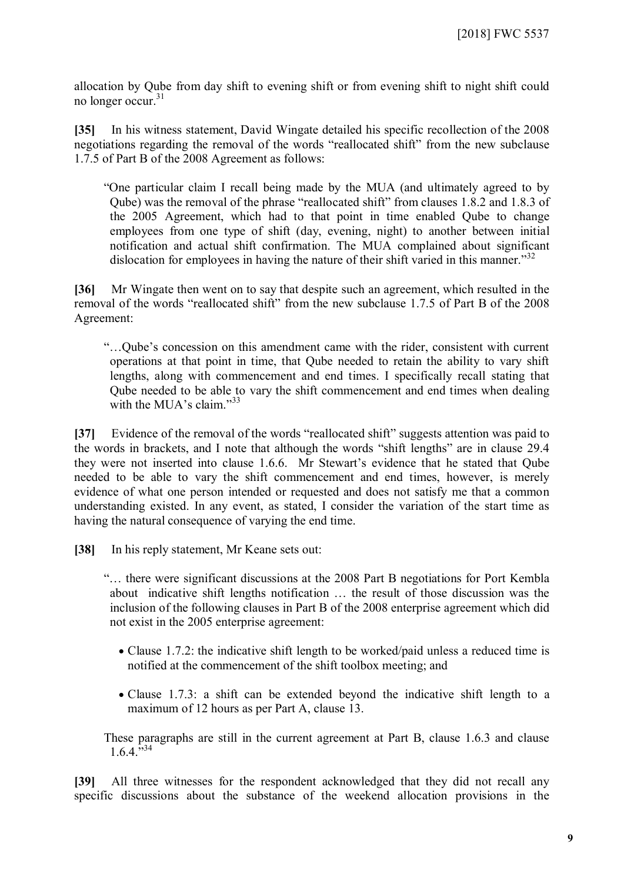allocation by Qube from day shift to evening shift or from evening shift to night shift could no longer occur.[31]

**[35]** In his witness statement, David Wingate detailed his specific recollection of the 2008 negotiations regarding the removal of the words "reallocated shift" from the new subclause 1.7.5 of Part B of the 2008 Agreement as follows:

> "One particular claim I recall being made by the MUA (and ultimately agreed to by Qube) was the removal of the phrase "reallocated shift" from clauses 1.8.2 and 1.8.3 of the 2005 Agreement, which had to that point in time enabled Qube to change employees from one type of shift (day, evening, night) to another between initial notification and actual shift confirmation. The MUA complained about significant dislocation for employees in having the nature of their shift varied in this manner."[32]

**[36]** Mr Wingate then went on to say that despite such an agreement, which resulted in the removal of the words "reallocated shift" from the new subclause 1.7.5 of Part B of the 2008 Agreement:

> "…Qube's concession on this amendment came with the rider, consistent with current operations at that point in time, that Qube needed to retain the ability to vary shift lengths, along with commencement and end times. I specifically recall stating that Qube needed to be able to vary the shift commencement and end times when dealing with the MUA's claim."[33]

**[37]** Evidence of the removal of the words "reallocated shift" suggests attention was paid to the words in brackets, and I note that although the words "shift lengths" are in clause 29.4 they were not inserted into clause 1.6.6. Mr Stewart's evidence that he stated that Qube needed to be able to vary the shift commencement and end times, however, is merely evidence of what one person intended or requested and does not satisfy me that a common understanding existed. In any event, as stated, I consider the variation of the start time as having the natural consequence of varying the end time.

**[38]** In his reply statement, Mr Keane sets out:

> "… there were significant discussions at the 2008 Part B negotiations for Port Kembla about indicative shift lengths notification … the result of those discussion was the inclusion of the following clauses in Part B of the 2008 enterprise agreement which did not exist in the 2005 enterprise agreement:
>
> - Clause 1.7.2: the indicative shift length to be worked/paid unless a reduced time is notified at the commencement of the shift toolbox meeting; and
> - Clause 1.7.3: a shift can be extended beyond the indicative shift length to a maximum of 12 hours as per Part A, clause 13.
>
> These paragraphs are still in the current agreement at Part B, clause 1.6.3 and clause 1.6.4."[34]

**[39]** All three witnesses for the respondent acknowledged that they did not recall any specific discussions about the substance of the weekend allocation provisions in the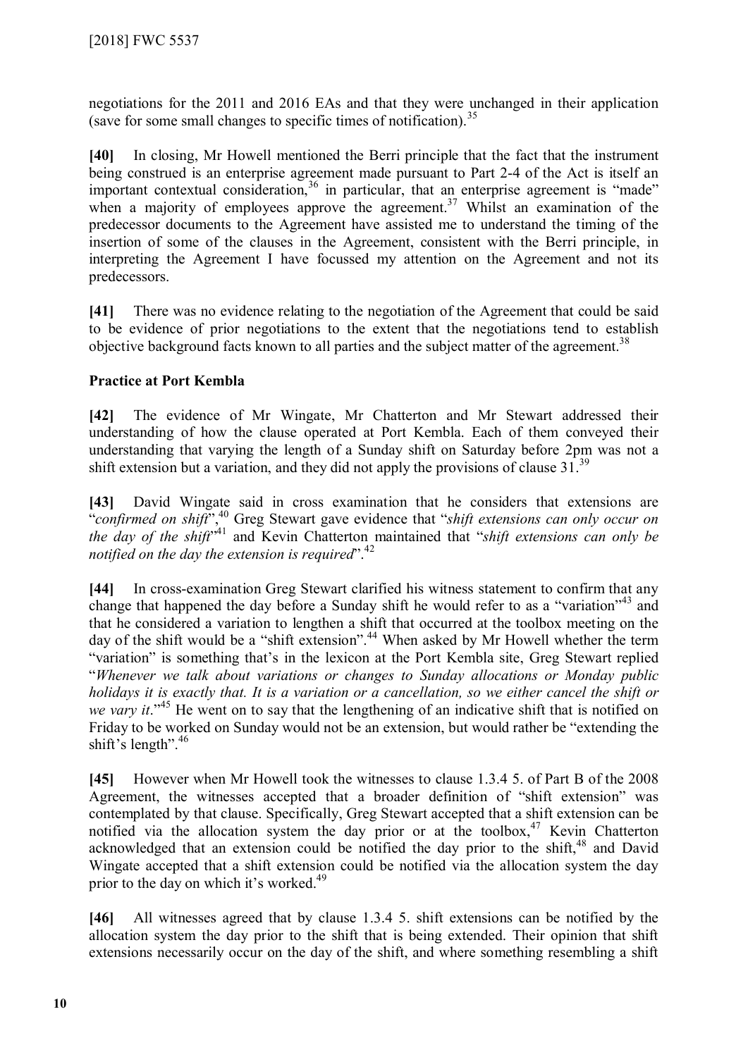negotiations for the 2011 and 2016 EAs and that they were unchanged in their application (save for some small changes to specific times of notification).[35]

**[40]** In closing, Mr Howell mentioned the Berri principle that the fact that the instrument being construed is an enterprise agreement made pursuant to Part 2-4 of the Act is itself an important contextual consideration,[36] in particular, that an enterprise agreement is "made" when a majority of employees approve the agreement.[37] Whilst an examination of the predecessor documents to the Agreement have assisted me to understand the timing of the insertion of some of the clauses in the Agreement, consistent with the Berri principle, in interpreting the Agreement I have focussed my attention on the Agreement and not its predecessors.

**[41]** There was no evidence relating to the negotiation of the Agreement that could be said to be evidence of prior negotiations to the extent that the negotiations tend to establish objective background facts known to all parties and the subject matter of the agreement.[38]

### Practice at Port Kembla

**[42]** The evidence of Mr Wingate, Mr Chatterton and Mr Stewart addressed their understanding of how the clause operated at Port Kembla. Each of them conveyed their understanding that varying the length of a Sunday shift on Saturday before 2pm was not a shift extension but a variation, and they did not apply the provisions of clause 31.[39]

**[43]** David Wingate said in cross examination that he considers that extensions are "*confirmed on shift*",[40] Greg Stewart gave evidence that "*shift extensions can only occur on the day of the shift*"[41] and Kevin Chatterton maintained that "*shift extensions can only be notified on the day the extension is required*".[42]

**[44]** In cross-examination Greg Stewart clarified his witness statement to confirm that any change that happened the day before a Sunday shift he would refer to as a "variation"[43] and that he considered a variation to lengthen a shift that occurred at the toolbox meeting on the day of the shift would be a "shift extension".[44] When asked by Mr Howell whether the term "variation" is something that's in the lexicon at the Port Kembla site, Greg Stewart replied "*Whenever we talk about variations or changes to Sunday allocations or Monday public holidays it is exactly that. It is a variation or a cancellation, so we either cancel the shift or we vary it*."[45] He went on to say that the lengthening of an indicative shift that is notified on Friday to be worked on Sunday would not be an extension, but would rather be "extending the shift's length".[46]

**[45]** However when Mr Howell took the witnesses to clause 1.3.4 5. of Part B of the 2008 Agreement, the witnesses accepted that a broader definition of "shift extension" was contemplated by that clause. Specifically, Greg Stewart accepted that a shift extension can be notified via the allocation system the day prior or at the toolbox,[47] Kevin Chatterton acknowledged that an extension could be notified the day prior to the shift,[48] and David Wingate accepted that a shift extension could be notified via the allocation system the day prior to the day on which it's worked.[49]

**[46]** All witnesses agreed that by clause 1.3.4 5. shift extensions can be notified by the allocation system the day prior to the shift that is being extended. Their opinion that shift extensions necessarily occur on the day of the shift, and where something resembling a shift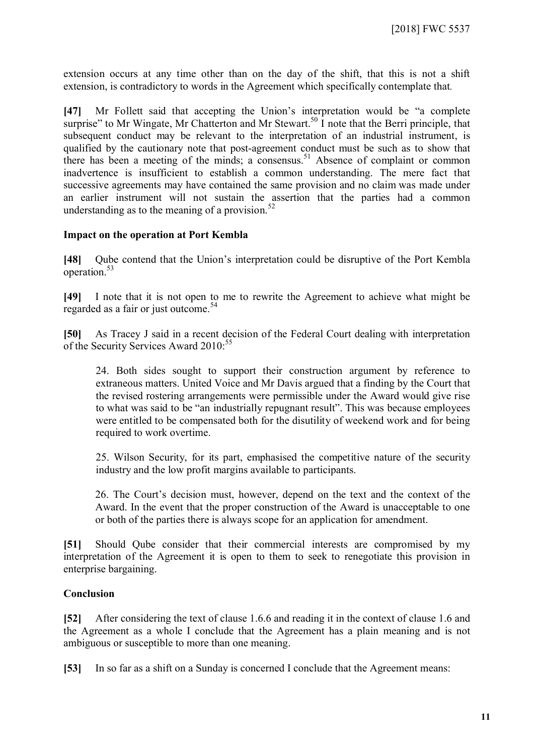extension occurs at any time other than on the day of the shift, that this is not a shift extension, is contradictory to words in the Agreement which specifically contemplate that.

**[47]** Mr Follett said that accepting the Union's interpretation would be "a complete surprise" to Mr Wingate, Mr Chatterton and Mr Stewart.[50] I note that the Berri principle, that subsequent conduct may be relevant to the interpretation of an industrial instrument, is qualified by the cautionary note that post-agreement conduct must be such as to show that there has been a meeting of the minds; a consensus.[51] Absence of complaint or common inadvertence is insufficient to establish a common understanding. The mere fact that successive agreements may have contained the same provision and no claim was made under an earlier instrument will not sustain the assertion that the parties had a common understanding as to the meaning of a provision.[52]

**Impact on the operation at Port Kembla**

**[48]** Qube contend that the Union's interpretation could be disruptive of the Port Kembla operation.[53]

**[49]** I note that it is not open to me to rewrite the Agreement to achieve what might be regarded as a fair or just outcome.[54]

**[50]** As Tracey J said in a recent decision of the Federal Court dealing with interpretation of the Security Services Award 2010:[55]

> 24. Both sides sought to support their construction argument by reference to extraneous matters. United Voice and Mr Davis argued that a finding by the Court that the revised rostering arrangements were permissible under the Award would give rise to what was said to be "an industrially repugnant result". This was because employees were entitled to be compensated both for the disutility of weekend work and for being required to work overtime.
>
> 25. Wilson Security, for its part, emphasised the competitive nature of the security industry and the low profit margins available to participants.
>
> 26. The Court's decision must, however, depend on the text and the context of the Award. In the event that the proper construction of the Award is unacceptable to one or both of the parties there is always scope for an application for amendment.

**[51]** Should Qube consider that their commercial interests are compromised by my interpretation of the Agreement it is open to them to seek to renegotiate this provision in enterprise bargaining.

**Conclusion**

**[52]** After considering the text of clause 1.6.6 and reading it in the context of clause 1.6 and the Agreement as a whole I conclude that the Agreement has a plain meaning and is not ambiguous or susceptible to more than one meaning.

**[53]** In so far as a shift on a Sunday is concerned I conclude that the Agreement means: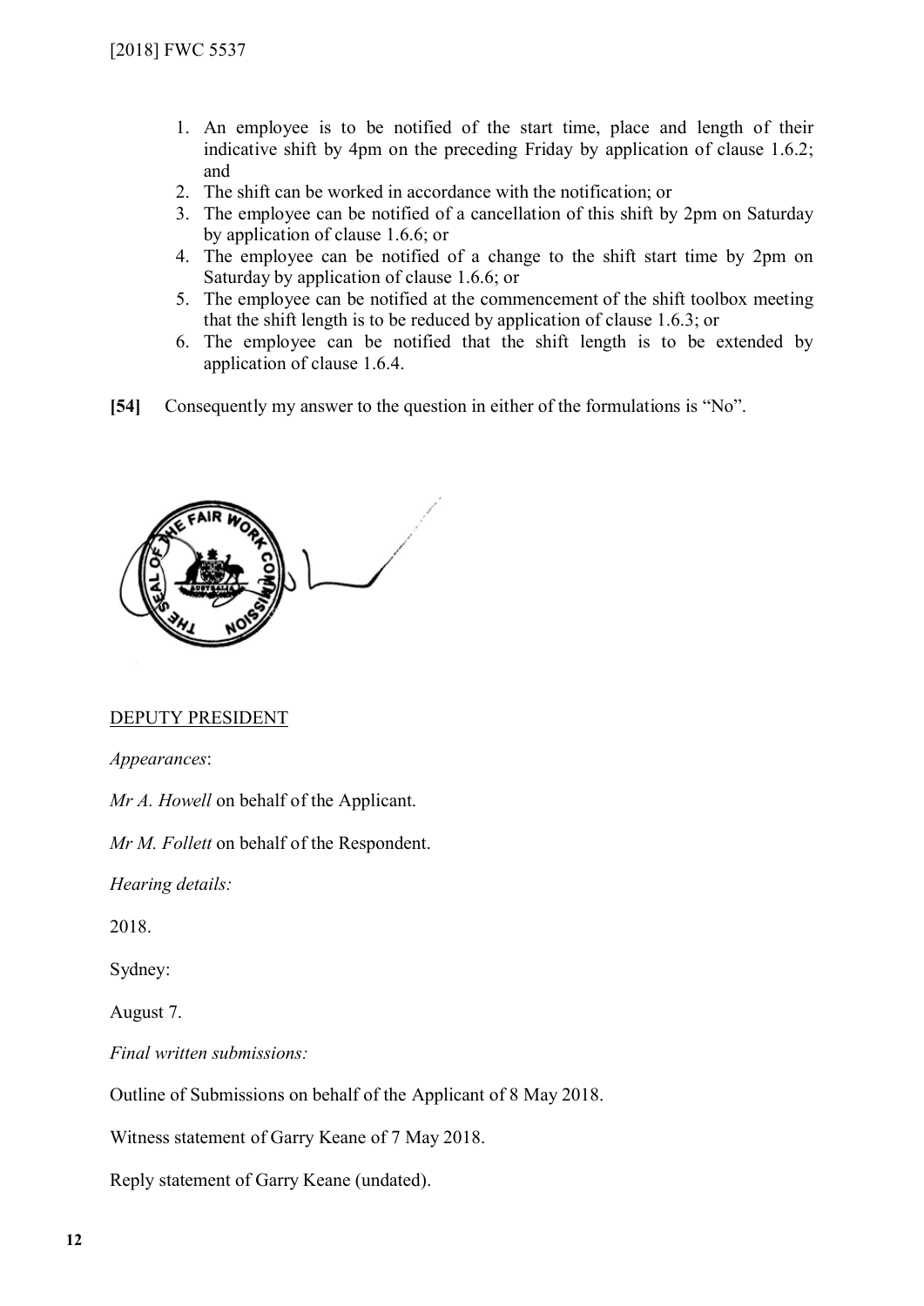1. An employee is to be notified of the start time, place and length of their indicative shift by 4pm on the preceding Friday by application of clause 1.6.2; and
2. The shift can be worked in accordance with the notification; or
3. The employee can be notified of a cancellation of this shift by 2pm on Saturday by application of clause 1.6.6; or
4. The employee can be notified of a change to the shift start time by 2pm on Saturday by application of clause 1.6.6; or
5. The employee can be notified at the commencement of the shift toolbox meeting that the shift length is to be reduced by application of clause 1.6.3; or
6. The employee can be notified that the shift length is to be extended by application of clause 1.6.4.

**[54]** Consequently my answer to the question in either of the formulations is "No".

DEPUTY PRESIDENT

*Appearances*:

*Mr A. Howell* on behalf of the Applicant.

*Mr M. Follett* on behalf of the Respondent.

*Hearing details:*

2018.

Sydney:

August 7.

*Final written submissions:*

Outline of Submissions on behalf of the Applicant of 8 May 2018.

Witness statement of Garry Keane of 7 May 2018.

Reply statement of Garry Keane (undated).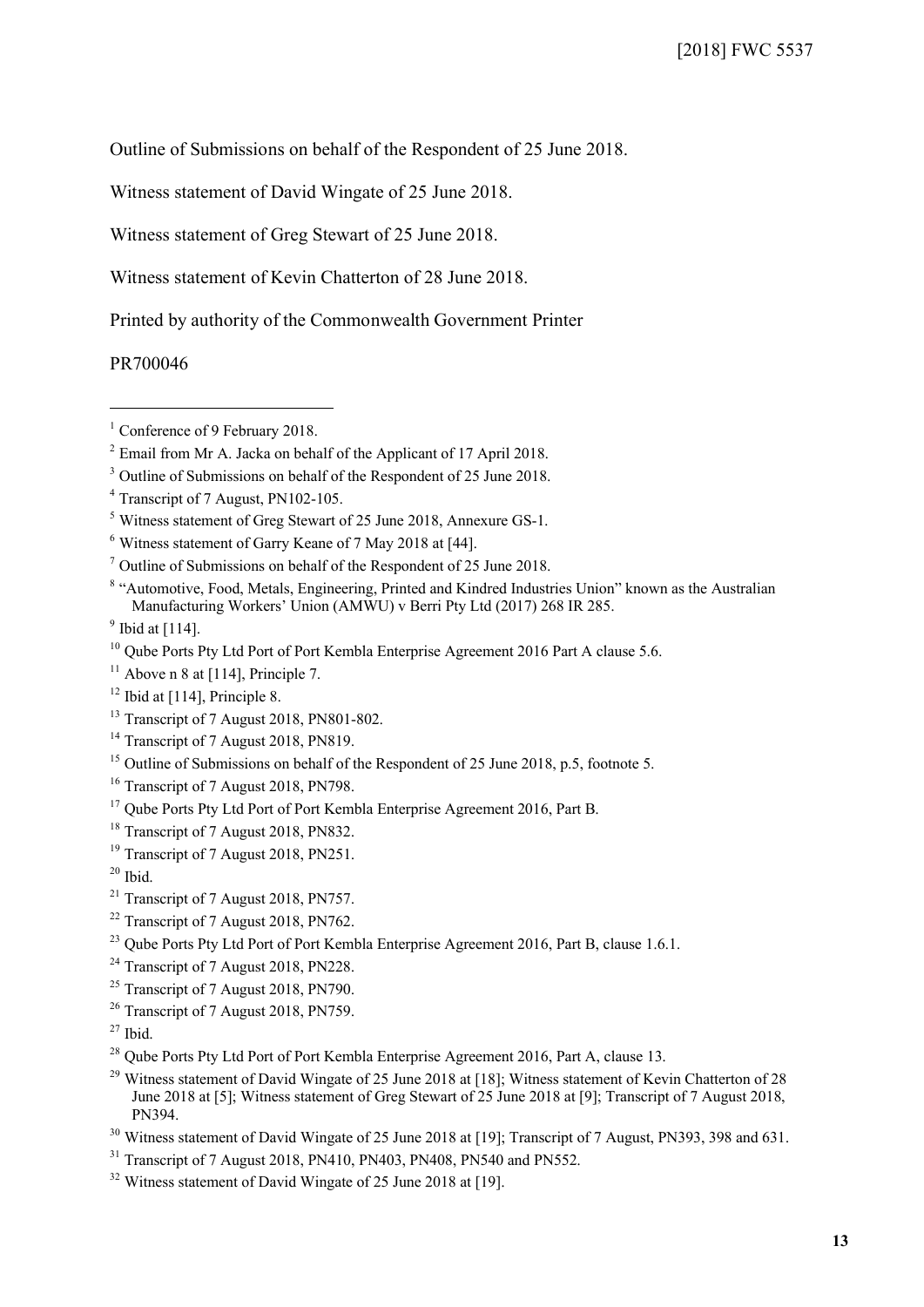Outline of Submissions on behalf of the Respondent of 25 June 2018.

Witness statement of David Wingate of 25 June 2018.

Witness statement of Greg Stewart of 25 June 2018.

Witness statement of Kevin Chatterton of 28 June 2018.

Printed by authority of the Commonwealth Government Printer

PR700046

---

[1] Conference of 9 February 2018.

[2] Email from Mr A. Jacka on behalf of the Applicant of 17 April 2018.

[3] Outline of Submissions on behalf of the Respondent of 25 June 2018.

[4] Transcript of 7 August, PN102-105.

[5] Witness statement of Greg Stewart of 25 June 2018, Annexure GS-1.

[6] Witness statement of Garry Keane of 7 May 2018 at [44].

[7] Outline of Submissions on behalf of the Respondent of 25 June 2018.

[8] "Automotive, Food, Metals, Engineering, Printed and Kindred Industries Union" known as the Australian Manufacturing Workers' Union (AMWU) v Berri Pty Ltd (2017) 268 IR 285.

[9] Ibid at [114].

[10] Qube Ports Pty Ltd Port of Port Kembla Enterprise Agreement 2016 Part A clause 5.6.

[11] Above n 8 at [114], Principle 7.

[12] Ibid at [114], Principle 8.

[13] Transcript of 7 August 2018, PN801-802.

[14] Transcript of 7 August 2018, PN819.

[15] Outline of Submissions on behalf of the Respondent of 25 June 2018, p.5, footnote 5.

[16] Transcript of 7 August 2018, PN798.

[17] Qube Ports Pty Ltd Port of Port Kembla Enterprise Agreement 2016, Part B.

[18] Transcript of 7 August 2018, PN832.

[19] Transcript of 7 August 2018, PN251.

[20] Ibid.

[21] Transcript of 7 August 2018, PN757.

[22] Transcript of 7 August 2018, PN762.

[23] Qube Ports Pty Ltd Port of Port Kembla Enterprise Agreement 2016, Part B, clause 1.6.1.

[24] Transcript of 7 August 2018, PN228.

[25] Transcript of 7 August 2018, PN790.

[26] Transcript of 7 August 2018, PN759.

[27] Ibid.

[28] Qube Ports Pty Ltd Port of Port Kembla Enterprise Agreement 2016, Part A, clause 13.

[29] Witness statement of David Wingate of 25 June 2018 at [18]; Witness statement of Kevin Chatterton of 28 June 2018 at [5]; Witness statement of Greg Stewart of 25 June 2018 at [9]; Transcript of 7 August 2018, PN394.

[30] Witness statement of David Wingate of 25 June 2018 at [19]; Transcript of 7 August, PN393, 398 and 631.

[31] Transcript of 7 August 2018, PN410, PN403, PN408, PN540 and PN552.

[32] Witness statement of David Wingate of 25 June 2018 at [19].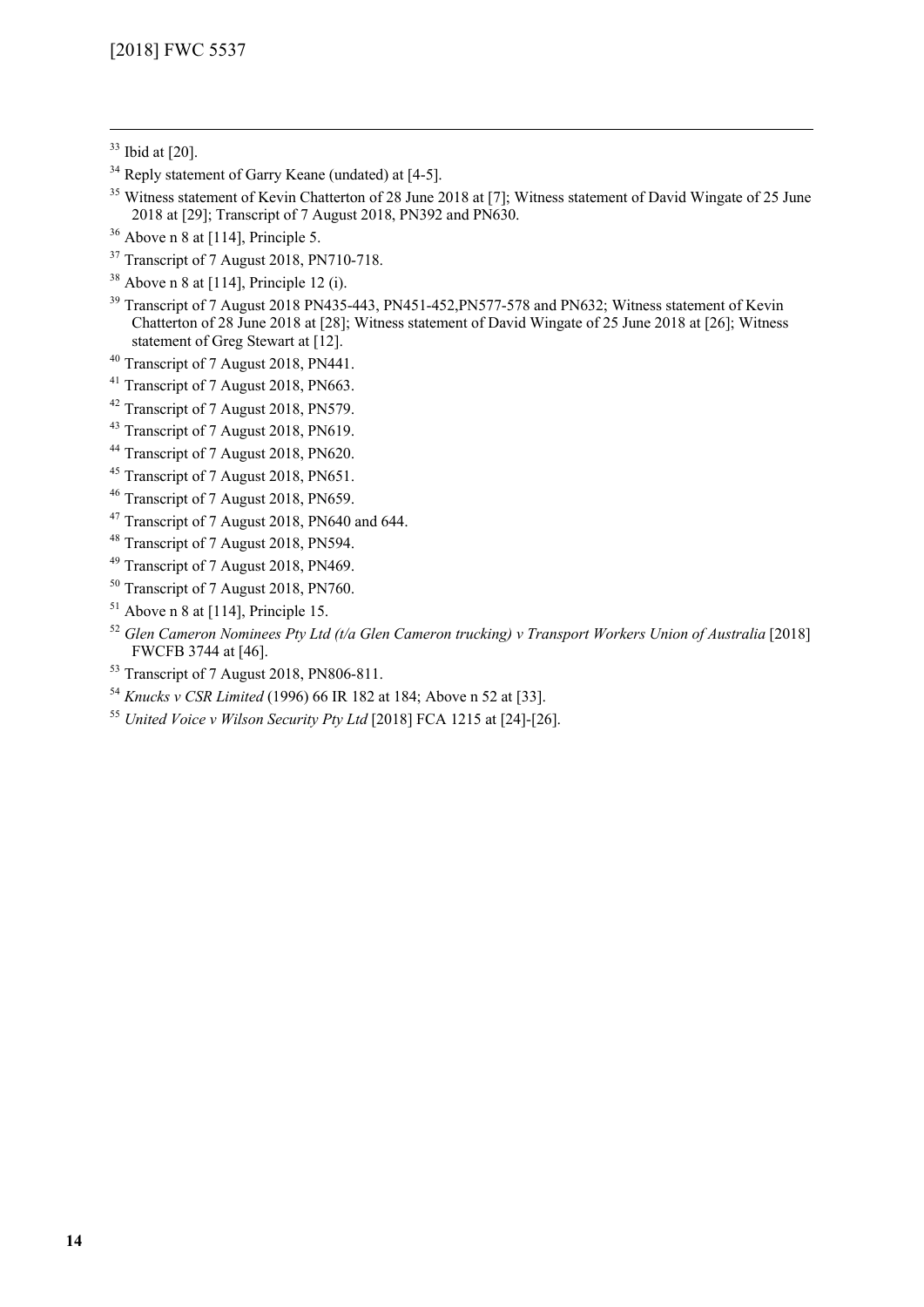[33] Ibid at [20].

[34] Reply statement of Garry Keane (undated) at [4-5].

[35] Witness statement of Kevin Chatterton of 28 June 2018 at [7]; Witness statement of David Wingate of 25 June 2018 at [29]; Transcript of 7 August 2018, PN392 and PN630.

[36] Above n 8 at [114], Principle 5.

[37] Transcript of 7 August 2018, PN710-718.

[38] Above n 8 at [114], Principle 12 (i).

[39] Transcript of 7 August 2018 PN435-443, PN451-452,PN577-578 and PN632; Witness statement of Kevin Chatterton of 28 June 2018 at [28]; Witness statement of David Wingate of 25 June 2018 at [26]; Witness statement of Greg Stewart at [12].

[40] Transcript of 7 August 2018, PN441.

[41] Transcript of 7 August 2018, PN663.

[42] Transcript of 7 August 2018, PN579.

[43] Transcript of 7 August 2018, PN619.

[44] Transcript of 7 August 2018, PN620.

[45] Transcript of 7 August 2018, PN651.

[46] Transcript of 7 August 2018, PN659.

[47] Transcript of 7 August 2018, PN640 and 644.

[48] Transcript of 7 August 2018, PN594.

[49] Transcript of 7 August 2018, PN469.

[50] Transcript of 7 August 2018, PN760.

[51] Above n 8 at [114], Principle 15.

[52] *Glen Cameron Nominees Pty Ltd (t/a Glen Cameron trucking) v Transport Workers Union of Australia* [2018] FWCFB 3744 at [46].

[53] Transcript of 7 August 2018, PN806-811.

[54] *Knucks v CSR Limited* (1996) 66 IR 182 at 184; Above n 52 at [33].

[55] *United Voice v Wilson Security Pty Ltd* [2018] FCA 1215 at [24]-[26].